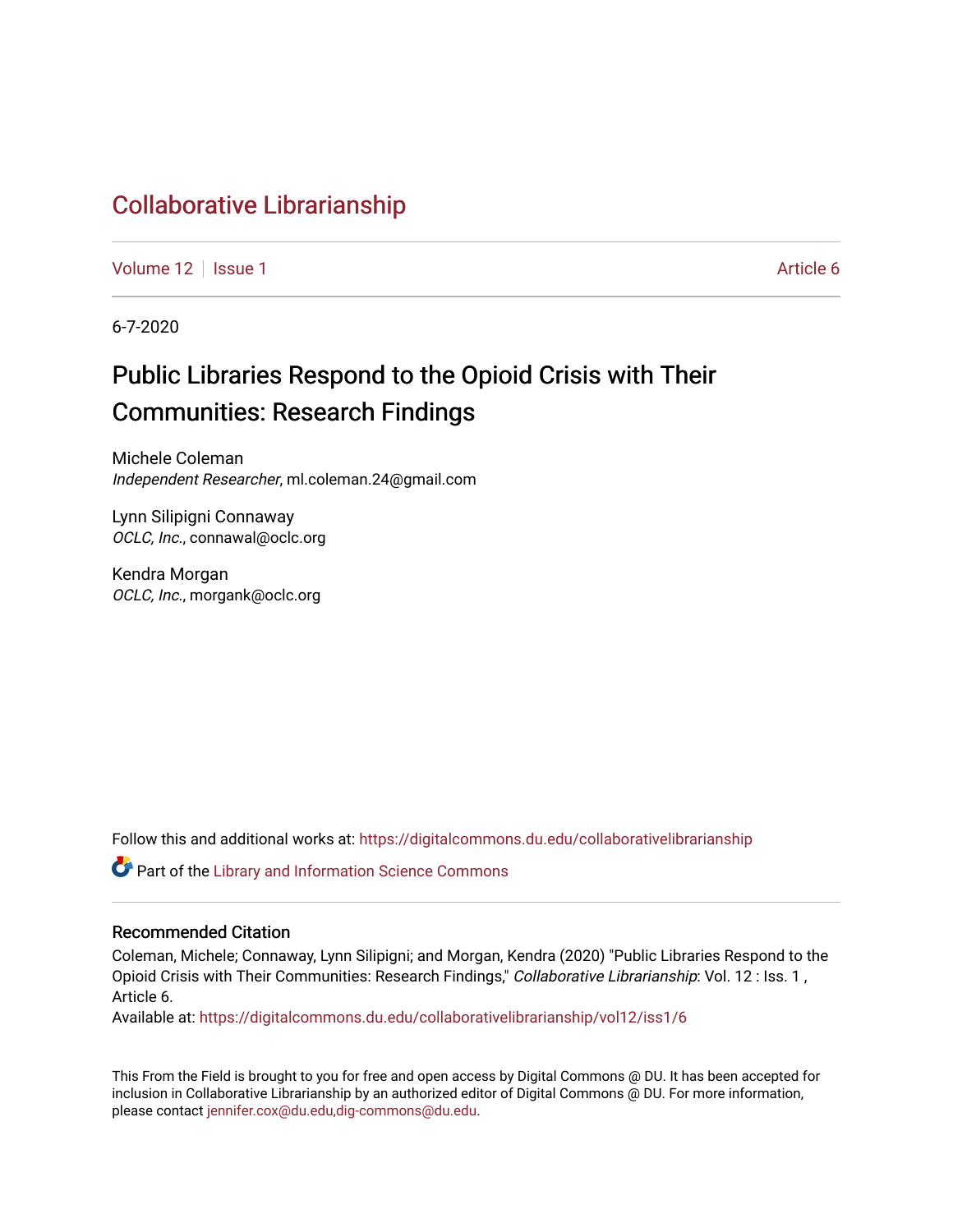# Collaborative Librarianship

Volume 12 | Issue 1 | Article 6

6-7-2020

## Public Libraries Respond to the Opioid Crisis with Their Communities: Research Findings

Michele Coleman
*Independent Researcher*, ml.coleman.24@gmail.com

Lynn Silipigni Connaway
*OCLC, Inc.*, connawal@oclc.org

Kendra Morgan
*OCLC, Inc.*, morgank@oclc.org

Follow this and additional works at: https://digitalcommons.du.edu/collaborativelibrarianship

Part of the Library and Information Science Commons

### Recommended Citation

Coleman, Michele; Connaway, Lynn Silipigni; and Morgan, Kendra (2020) "Public Libraries Respond to the Opioid Crisis with Their Communities: Research Findings," *Collaborative Librarianship*: Vol. 12 : Iss. 1 , Article 6.
Available at: https://digitalcommons.du.edu/collaborativelibrarianship/vol12/iss1/6

This From the Field is brought to you for free and open access by Digital Commons @ DU. It has been accepted for inclusion in Collaborative Librarianship by an authorized editor of Digital Commons @ DU. For more information, please contact jennifer.cox@du.edu,dig-commons@du.edu.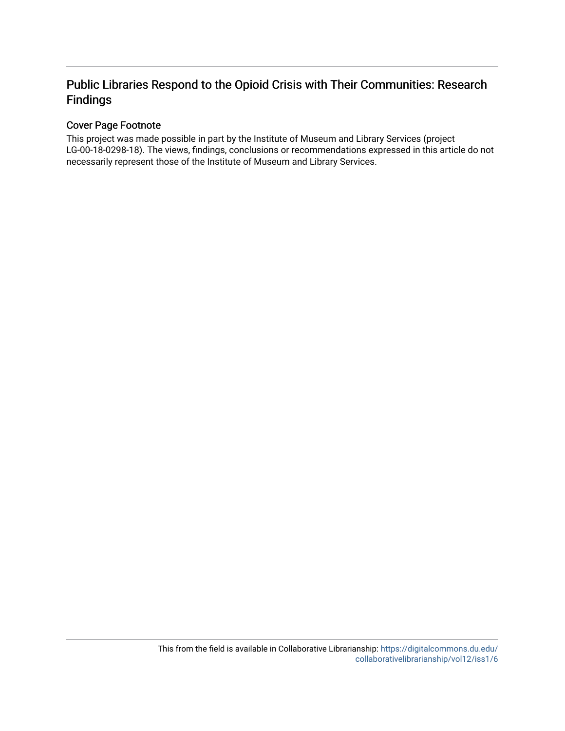# Public Libraries Respond to the Opioid Crisis with Their Communities: Research Findings

## Cover Page Footnote

This project was made possible in part by the Institute of Museum and Library Services (project LG-00-18-0298-18). The views, findings, conclusions or recommendations expressed in this article do not necessarily represent those of the Institute of Museum and Library Services.

This from the field is available in Collaborative Librarianship: https://digitalcommons.du.edu/collaborativelibrarianship/vol12/iss1/6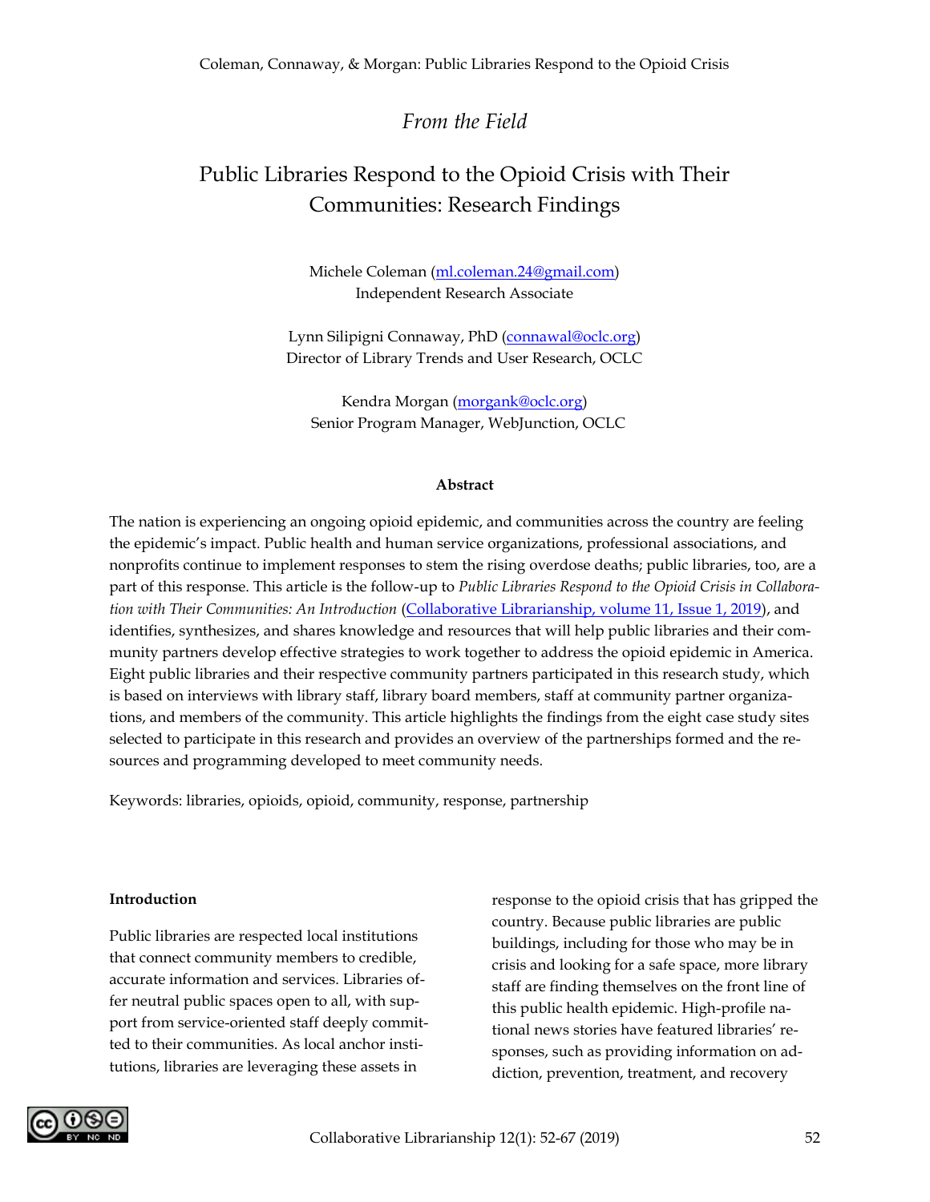*From the Field*

# Public Libraries Respond to the Opioid Crisis with Their Communities: Research Findings

Michele Coleman (ml.coleman.24@gmail.com)
Independent Research Associate

Lynn Silipigni Connaway, PhD (connawal@oclc.org)
Director of Library Trends and User Research, OCLC

Kendra Morgan (morgank@oclc.org)
Senior Program Manager, WebJunction, OCLC

**Abstract**

The nation is experiencing an ongoing opioid epidemic, and communities across the country are feeling the epidemic's impact. Public health and human service organizations, professional associations, and nonprofits continue to implement responses to stem the rising overdose deaths; public libraries, too, are a part of this response. This article is the follow-up to *Public Libraries Respond to the Opioid Crisis in Collaboration with Their Communities: An Introduction* (Collaborative Librarianship, volume 11, Issue 1, 2019), and identifies, synthesizes, and shares knowledge and resources that will help public libraries and their community partners develop effective strategies to work together to address the opioid epidemic in America. Eight public libraries and their respective community partners participated in this research study, which is based on interviews with library staff, library board members, staff at community partner organizations, and members of the community. This article highlights the findings from the eight case study sites selected to participate in this research and provides an overview of the partnerships formed and the resources and programming developed to meet community needs.

Keywords: libraries, opioids, opioid, community, response, partnership

**Introduction**

Public libraries are respected local institutions that connect community members to credible, accurate information and services. Libraries offer neutral public spaces open to all, with support from service-oriented staff deeply committed to their communities. As local anchor institutions, libraries are leveraging these assets in response to the opioid crisis that has gripped the country. Because public libraries are public buildings, including for those who may be in crisis and looking for a safe space, more library staff are finding themselves on the front line of this public health epidemic. High-profile national news stories have featured libraries' responses, such as providing information on addiction, prevention, treatment, and recovery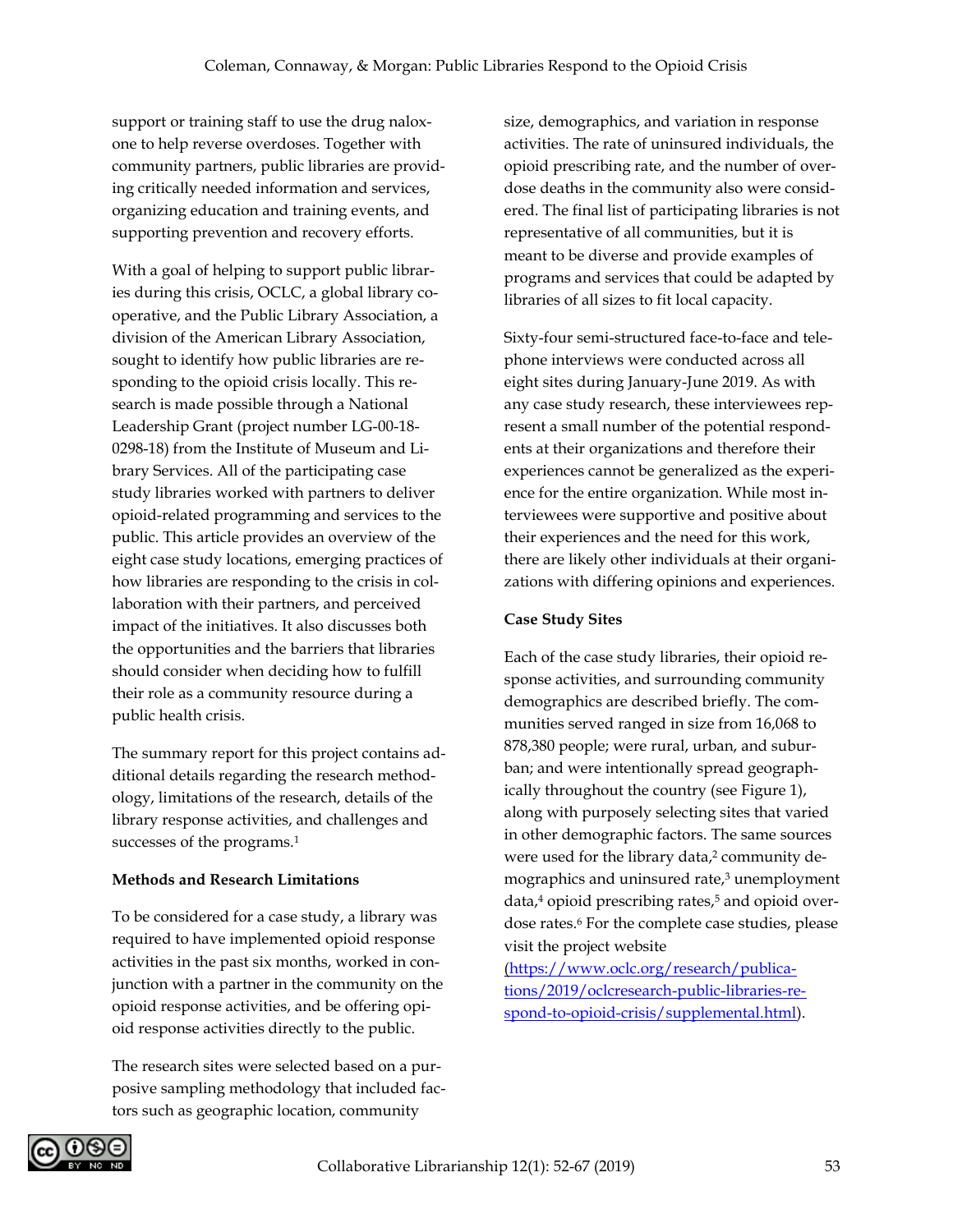support or training staff to use the drug naloxone to help reverse overdoses. Together with community partners, public libraries are providing critically needed information and services, organizing education and training events, and supporting prevention and recovery efforts.

With a goal of helping to support public libraries during this crisis, OCLC, a global library cooperative, and the Public Library Association, a division of the American Library Association, sought to identify how public libraries are responding to the opioid crisis locally. This research is made possible through a National Leadership Grant (project number LG-00-18-0298-18) from the Institute of Museum and Library Services. All of the participating case study libraries worked with partners to deliver opioid-related programming and services to the public. This article provides an overview of the eight case study locations, emerging practices of how libraries are responding to the crisis in collaboration with their partners, and perceived impact of the initiatives. It also discusses both the opportunities and the barriers that libraries should consider when deciding how to fulfill their role as a community resource during a public health crisis.

The summary report for this project contains additional details regarding the research methodology, limitations of the research, details of the library response activities, and challenges and successes of the programs.[1]

**Methods and Research Limitations**

To be considered for a case study, a library was required to have implemented opioid response activities in the past six months, worked in conjunction with a partner in the community on the opioid response activities, and be offering opioid response activities directly to the public.

The research sites were selected based on a purposive sampling methodology that included factors such as geographic location, community size, demographics, and variation in response activities. The rate of uninsured individuals, the opioid prescribing rate, and the number of overdose deaths in the community also were considered. The final list of participating libraries is not representative of all communities, but it is meant to be diverse and provide examples of programs and services that could be adapted by libraries of all sizes to fit local capacity.

Sixty-four semi-structured face-to-face and telephone interviews were conducted across all eight sites during January-June 2019. As with any case study research, these interviewees represent a small number of the potential respondents at their organizations and therefore their experiences cannot be generalized as the experience for the entire organization. While most interviewees were supportive and positive about their experiences and the need for this work, there are likely other individuals at their organizations with differing opinions and experiences.

**Case Study Sites**

Each of the case study libraries, their opioid response activities, and surrounding community demographics are described briefly. The communities served ranged in size from 16,068 to 878,380 people; were rural, urban, and suburban; and were intentionally spread geographically throughout the country (see Figure 1), along with purposely selecting sites that varied in other demographic factors. The same sources were used for the library data,[2] community demographics and uninsured rate,[3] unemployment data,[4] opioid prescribing rates,[5] and opioid overdose rates.[6] For the complete case studies, please visit the project website (https://www.oclc.org/research/publications/2019/oclcresearch-public-libraries-respond-to-opioid-crisis/supplemental.html).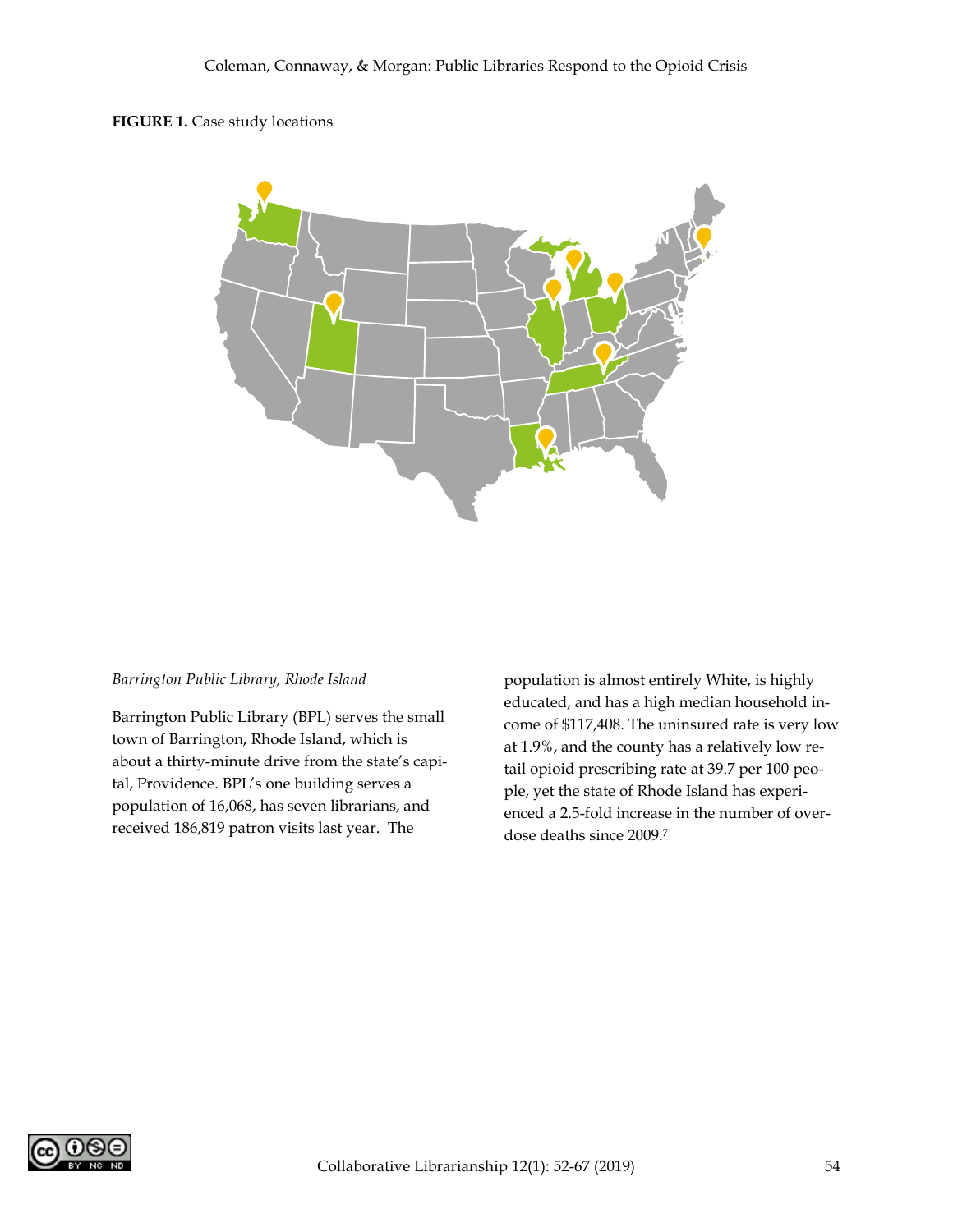**FIGURE 1.** Case study locations

*Barrington Public Library, Rhode Island*

Barrington Public Library (BPL) serves the small town of Barrington, Rhode Island, which is about a thirty-minute drive from the state's capital, Providence. BPL's one building serves a population of 16,068, has seven librarians, and received 186,819 patron visits last year. The population is almost entirely White, is highly educated, and has a high median household income of $117,408. The uninsured rate is very low at 1.9%, and the county has a relatively low retail opioid prescribing rate at 39.7 per 100 people, yet the state of Rhode Island has experienced a 2.5-fold increase in the number of overdose deaths since 2009.[7]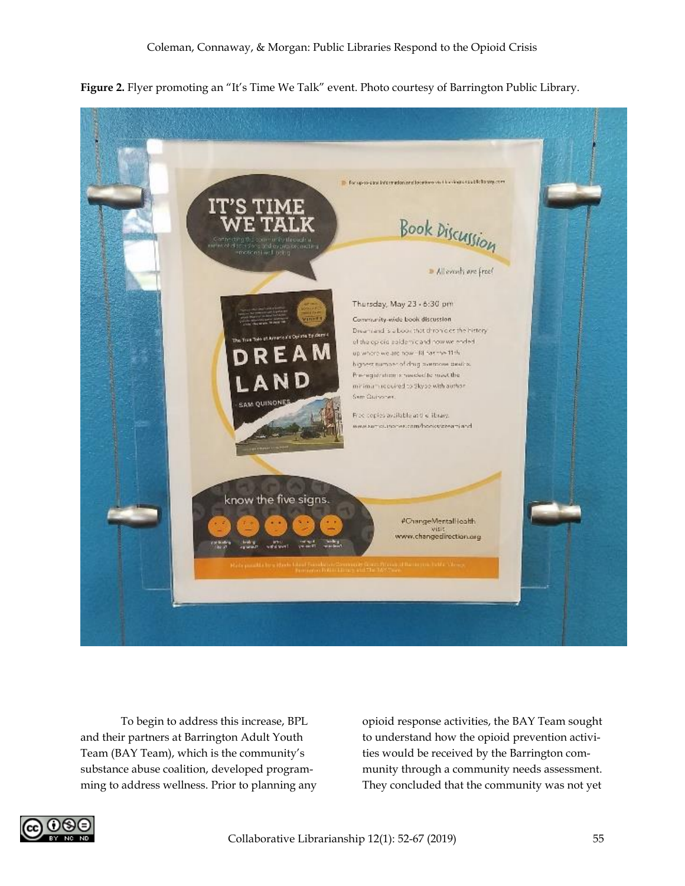**Figure 2.** Flyer promoting an "It's Time We Talk" event. Photo courtesy of Barrington Public Library.

To begin to address this increase, BPL and their partners at Barrington Adult Youth Team (BAY Team), which is the community's substance abuse coalition, developed programming to address wellness. Prior to planning any opioid response activities, the BAY Team sought to understand how the opioid prevention activities would be received by the Barrington community through a community needs assessment. They concluded that the community was not yet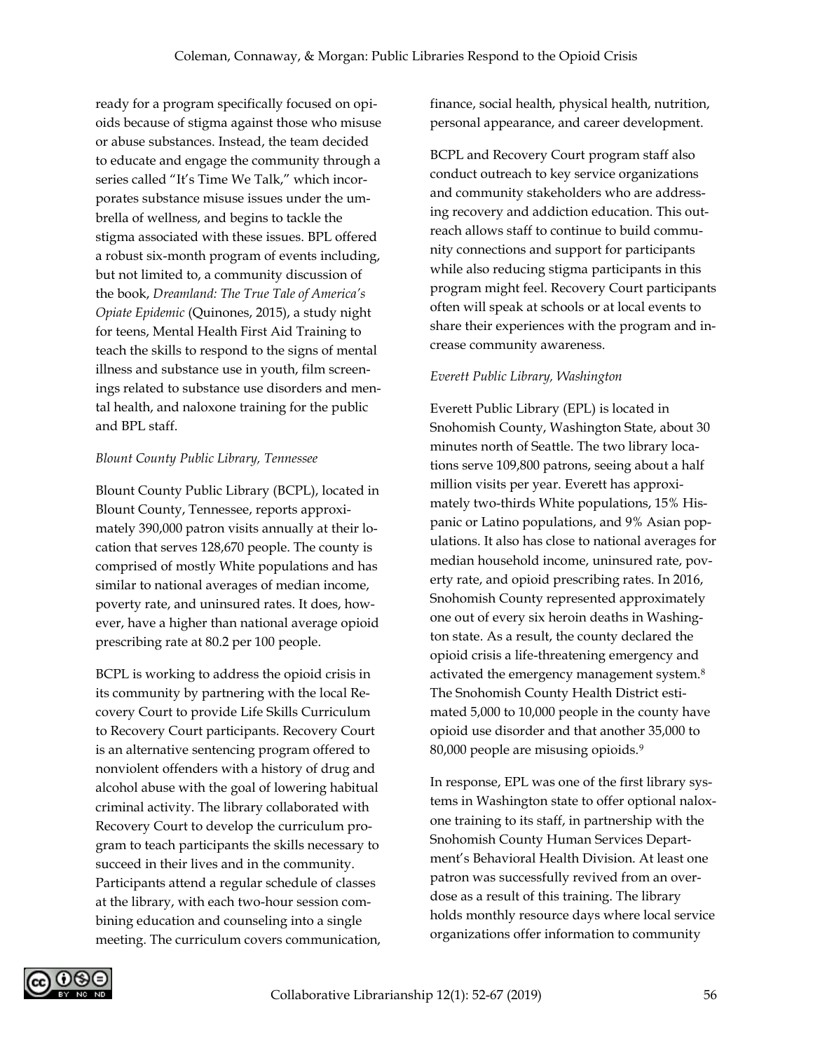ready for a program specifically focused on opioids because of stigma against those who misuse or abuse substances. Instead, the team decided to educate and engage the community through a series called "It's Time We Talk," which incorporates substance misuse issues under the umbrella of wellness, and begins to tackle the stigma associated with these issues. BPL offered a robust six-month program of events including, but not limited to, a community discussion of the book, *Dreamland: The True Tale of America's Opiate Epidemic* (Quinones, 2015), a study night for teens, Mental Health First Aid Training to teach the skills to respond to the signs of mental illness and substance use in youth, film screenings related to substance use disorders and mental health, and naloxone training for the public and BPL staff.

*Blount County Public Library, Tennessee*

Blount County Public Library (BCPL), located in Blount County, Tennessee, reports approximately 390,000 patron visits annually at their location that serves 128,670 people. The county is comprised of mostly White populations and has similar to national averages of median income, poverty rate, and uninsured rates. It does, however, have a higher than national average opioid prescribing rate at 80.2 per 100 people.

BCPL is working to address the opioid crisis in its community by partnering with the local Recovery Court to provide Life Skills Curriculum to Recovery Court participants. Recovery Court is an alternative sentencing program offered to nonviolent offenders with a history of drug and alcohol abuse with the goal of lowering habitual criminal activity. The library collaborated with Recovery Court to develop the curriculum program to teach participants the skills necessary to succeed in their lives and in the community. Participants attend a regular schedule of classes at the library, with each two-hour session combining education and counseling into a single meeting. The curriculum covers communication, finance, social health, physical health, nutrition, personal appearance, and career development.

BCPL and Recovery Court program staff also conduct outreach to key service organizations and community stakeholders who are addressing recovery and addiction education. This outreach allows staff to continue to build community connections and support for participants while also reducing stigma participants in this program might feel. Recovery Court participants often will speak at schools or at local events to share their experiences with the program and increase community awareness.

*Everett Public Library, Washington*

Everett Public Library (EPL) is located in Snohomish County, Washington State, about 30 minutes north of Seattle. The two library locations serve 109,800 patrons, seeing about a half million visits per year. Everett has approximately two-thirds White populations, 15% Hispanic or Latino populations, and 9% Asian populations. It also has close to national averages for median household income, uninsured rate, poverty rate, and opioid prescribing rates. In 2016, Snohomish County represented approximately one out of every six heroin deaths in Washington state. As a result, the county declared the opioid crisis a life-threatening emergency and activated the emergency management system.[8] The Snohomish County Health District estimated 5,000 to 10,000 people in the county have opioid use disorder and that another 35,000 to 80,000 people are misusing opioids.[9]

In response, EPL was one of the first library systems in Washington state to offer optional naloxone training to its staff, in partnership with the Snohomish County Human Services Department's Behavioral Health Division. At least one patron was successfully revived from an overdose as a result of this training. The library holds monthly resource days where local service organizations offer information to community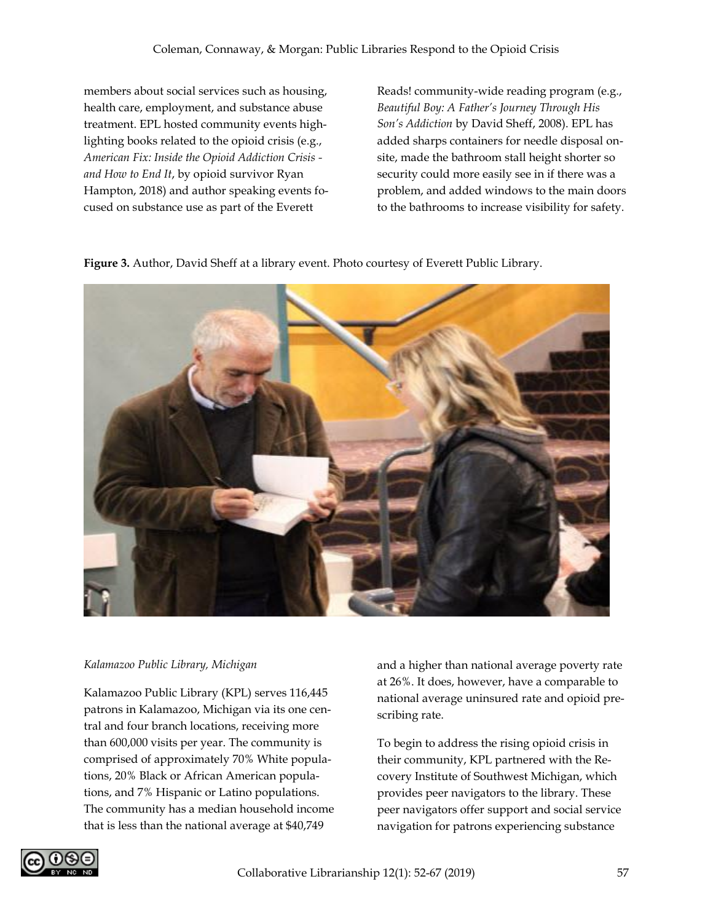members about social services such as housing, health care, employment, and substance abuse treatment. EPL hosted community events highlighting books related to the opioid crisis (e.g., *American Fix: Inside the Opioid Addiction Crisis - and How to End It*, by opioid survivor Ryan Hampton, 2018) and author speaking events focused on substance use as part of the Everett Reads! community-wide reading program (e.g., *Beautiful Boy: A Father's Journey Through His Son's Addiction* by David Sheff, 2008). EPL has added sharps containers for needle disposal onsite, made the bathroom stall height shorter so security could more easily see in if there was a problem, and added windows to the main doors to the bathrooms to increase visibility for safety.

**Figure 3.** Author, David Sheff at a library event. Photo courtesy of Everett Public Library.

*Kalamazoo Public Library, Michigan*

Kalamazoo Public Library (KPL) serves 116,445 patrons in Kalamazoo, Michigan via its one central and four branch locations, receiving more than 600,000 visits per year. The community is comprised of approximately 70% White populations, 20% Black or African American populations, and 7% Hispanic or Latino populations. The community has a median household income that is less than the national average at $40,749 and a higher than national average poverty rate at 26%. It does, however, have a comparable to national average uninsured rate and opioid prescribing rate.

To begin to address the rising opioid crisis in their community, KPL partnered with the Recovery Institute of Southwest Michigan, which provides peer navigators to the library. These peer navigators offer support and social service navigation for patrons experiencing substance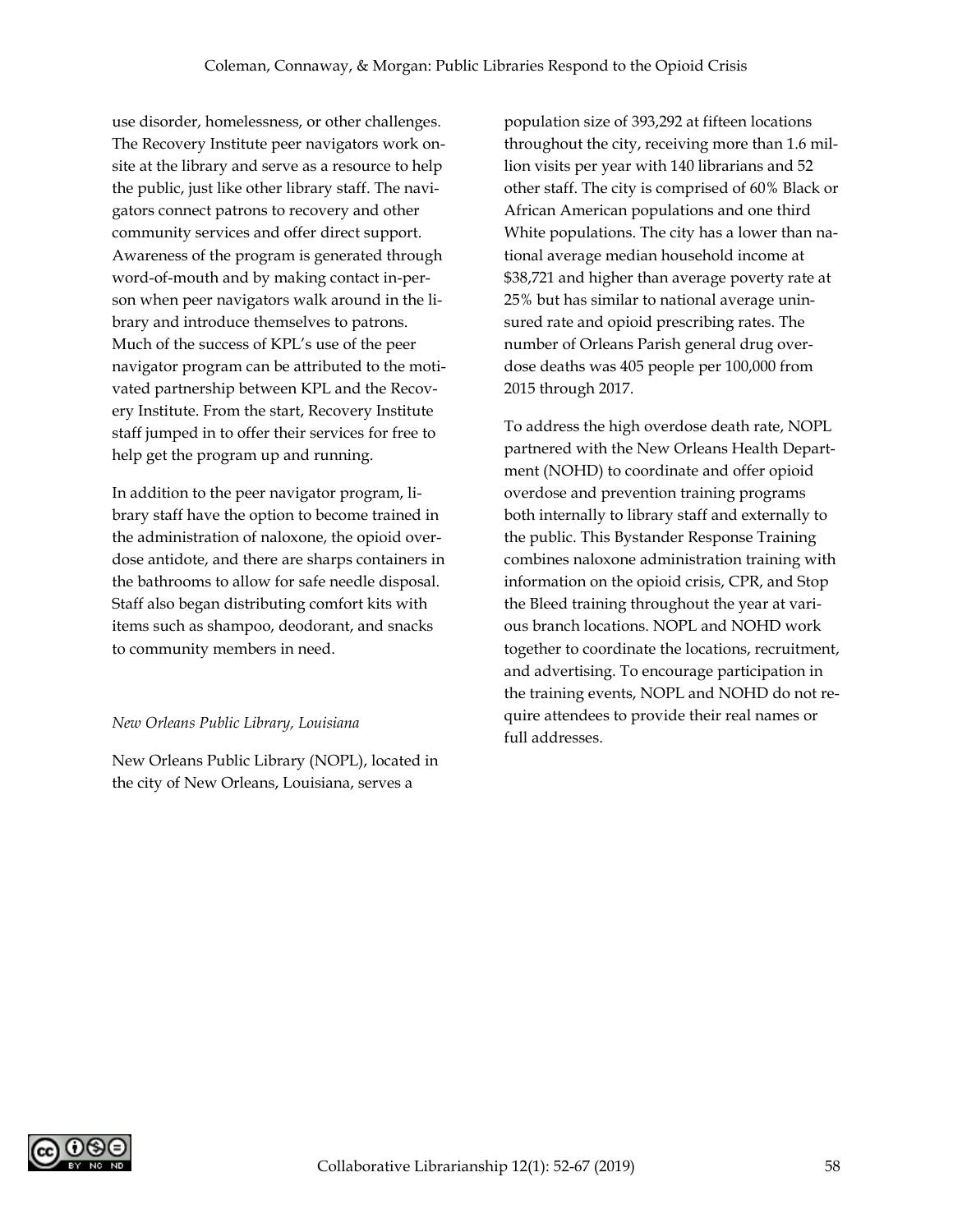use disorder, homelessness, or other challenges. The Recovery Institute peer navigators work onsite at the library and serve as a resource to help the public, just like other library staff. The navigators connect patrons to recovery and other community services and offer direct support. Awareness of the program is generated through word-of-mouth and by making contact in-person when peer navigators walk around in the library and introduce themselves to patrons. Much of the success of KPL's use of the peer navigator program can be attributed to the motivated partnership between KPL and the Recovery Institute. From the start, Recovery Institute staff jumped in to offer their services for free to help get the program up and running.

In addition to the peer navigator program, library staff have the option to become trained in the administration of naloxone, the opioid overdose antidote, and there are sharps containers in the bathrooms to allow for safe needle disposal. Staff also began distributing comfort kits with items such as shampoo, deodorant, and snacks to community members in need.

*New Orleans Public Library, Louisiana*

New Orleans Public Library (NOPL), located in the city of New Orleans, Louisiana, serves a population size of 393,292 at fifteen locations throughout the city, receiving more than 1.6 million visits per year with 140 librarians and 52 other staff. The city is comprised of 60% Black or African American populations and one third White populations. The city has a lower than national average median household income at $38,721 and higher than average poverty rate at 25% but has similar to national average uninsured rate and opioid prescribing rates. The number of Orleans Parish general drug overdose deaths was 405 people per 100,000 from 2015 through 2017.

To address the high overdose death rate, NOPL partnered with the New Orleans Health Department (NOHD) to coordinate and offer opioid overdose and prevention training programs both internally to library staff and externally to the public. This Bystander Response Training combines naloxone administration training with information on the opioid crisis, CPR, and Stop the Bleed training throughout the year at various branch locations. NOPL and NOHD work together to coordinate the locations, recruitment, and advertising. To encourage participation in the training events, NOPL and NOHD do not require attendees to provide their real names or full addresses.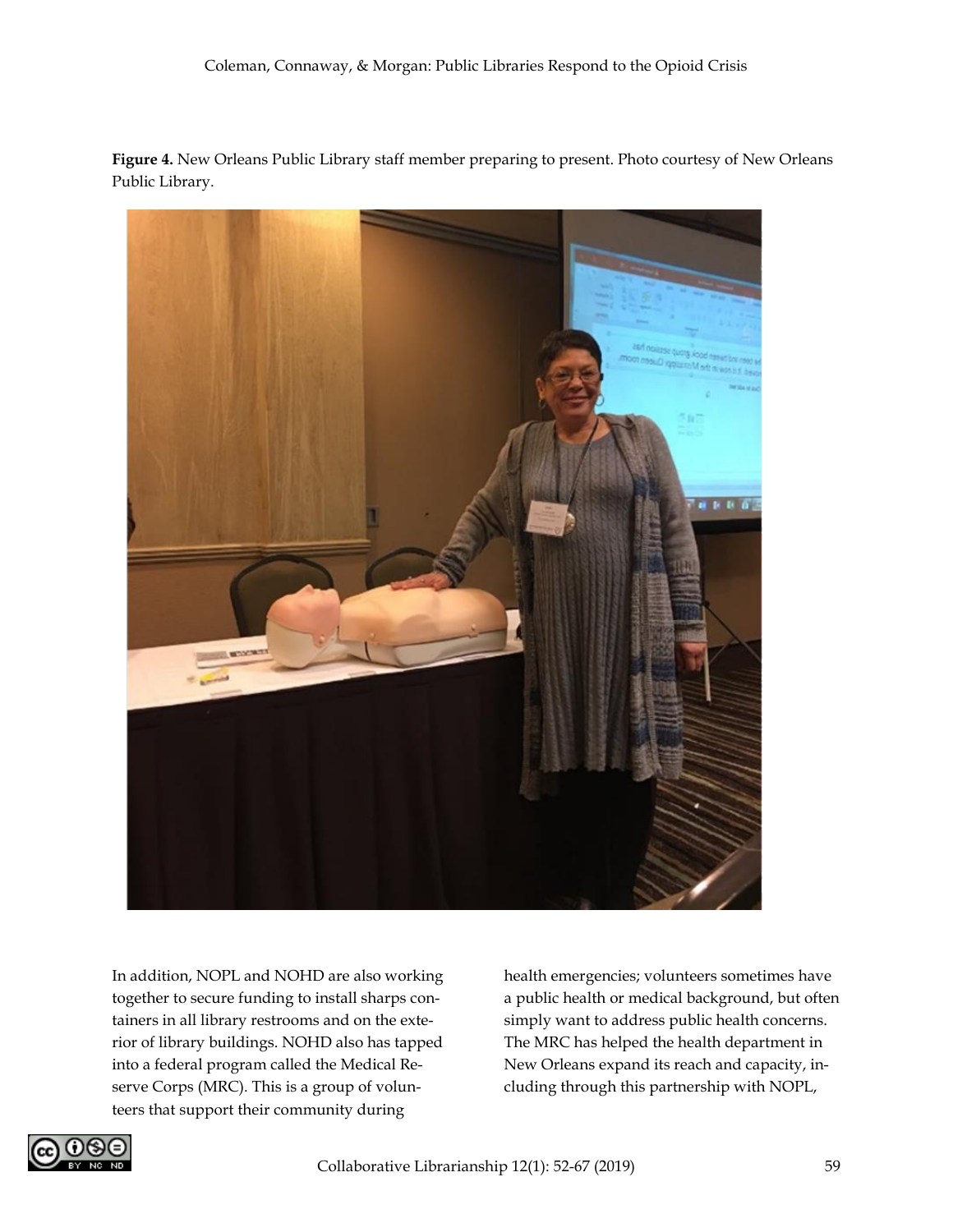**Figure 4.** New Orleans Public Library staff member preparing to present. Photo courtesy of New Orleans Public Library.

In addition, NOPL and NOHD are also working together to secure funding to install sharps containers in all library restrooms and on the exterior of library buildings. NOHD also has tapped into a federal program called the Medical Reserve Corps (MRC). This is a group of volunteers that support their community during health emergencies; volunteers sometimes have a public health or medical background, but often simply want to address public health concerns. The MRC has helped the health department in New Orleans expand its reach and capacity, including through this partnership with NOPL,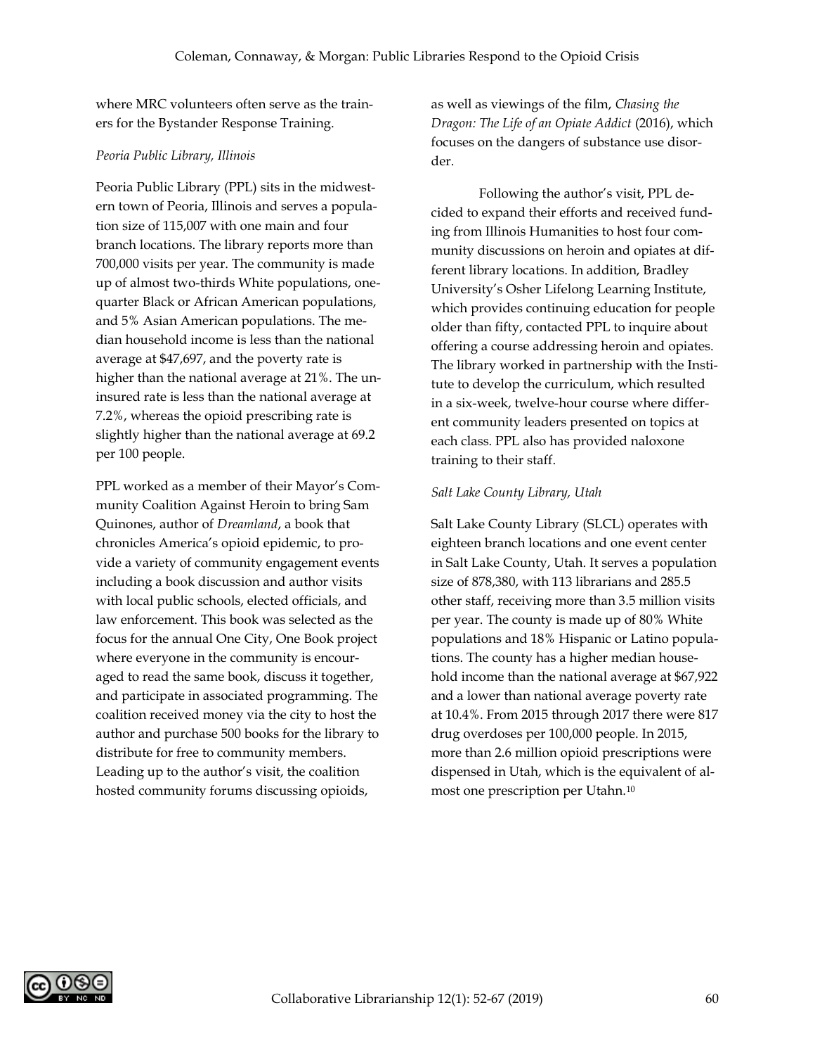where MRC volunteers often serve as the trainers for the Bystander Response Training.

*Peoria Public Library, Illinois*

Peoria Public Library (PPL) sits in the midwestern town of Peoria, Illinois and serves a population size of 115,007 with one main and four branch locations. The library reports more than 700,000 visits per year. The community is made up of almost two-thirds White populations, one-quarter Black or African American populations, and 5% Asian American populations. The median household income is less than the national average at $47,697, and the poverty rate is higher than the national average at 21%. The uninsured rate is less than the national average at 7.2%, whereas the opioid prescribing rate is slightly higher than the national average at 69.2 per 100 people.

PPL worked as a member of their Mayor's Community Coalition Against Heroin to bring Sam Quinones, author of *Dreamland*, a book that chronicles America's opioid epidemic, to provide a variety of community engagement events including a book discussion and author visits with local public schools, elected officials, and law enforcement. This book was selected as the focus for the annual One City, One Book project where everyone in the community is encouraged to read the same book, discuss it together, and participate in associated programming. The coalition received money via the city to host the author and purchase 500 books for the library to distribute for free to community members. Leading up to the author's visit, the coalition hosted community forums discussing opioids, as well as viewings of the film, *Chasing the Dragon: The Life of an Opiate Addict* (2016), which focuses on the dangers of substance use disorder.

Following the author's visit, PPL decided to expand their efforts and received funding from Illinois Humanities to host four community discussions on heroin and opiates at different library locations. In addition, Bradley University's Osher Lifelong Learning Institute, which provides continuing education for people older than fifty, contacted PPL to inquire about offering a course addressing heroin and opiates. The library worked in partnership with the Institute to develop the curriculum, which resulted in a six-week, twelve-hour course where different community leaders presented on topics at each class. PPL also has provided naloxone training to their staff.

*Salt Lake County Library, Utah*

Salt Lake County Library (SLCL) operates with eighteen branch locations and one event center in Salt Lake County, Utah. It serves a population size of 878,380, with 113 librarians and 285.5 other staff, receiving more than 3.5 million visits per year. The county is made up of 80% White populations and 18% Hispanic or Latino populations. The county has a higher median household income than the national average at $67,922 and a lower than national average poverty rate at 10.4%. From 2015 through 2017 there were 817 drug overdoses per 100,000 people. In 2015, more than 2.6 million opioid prescriptions were dispensed in Utah, which is the equivalent of almost one prescription per Utahn.[10]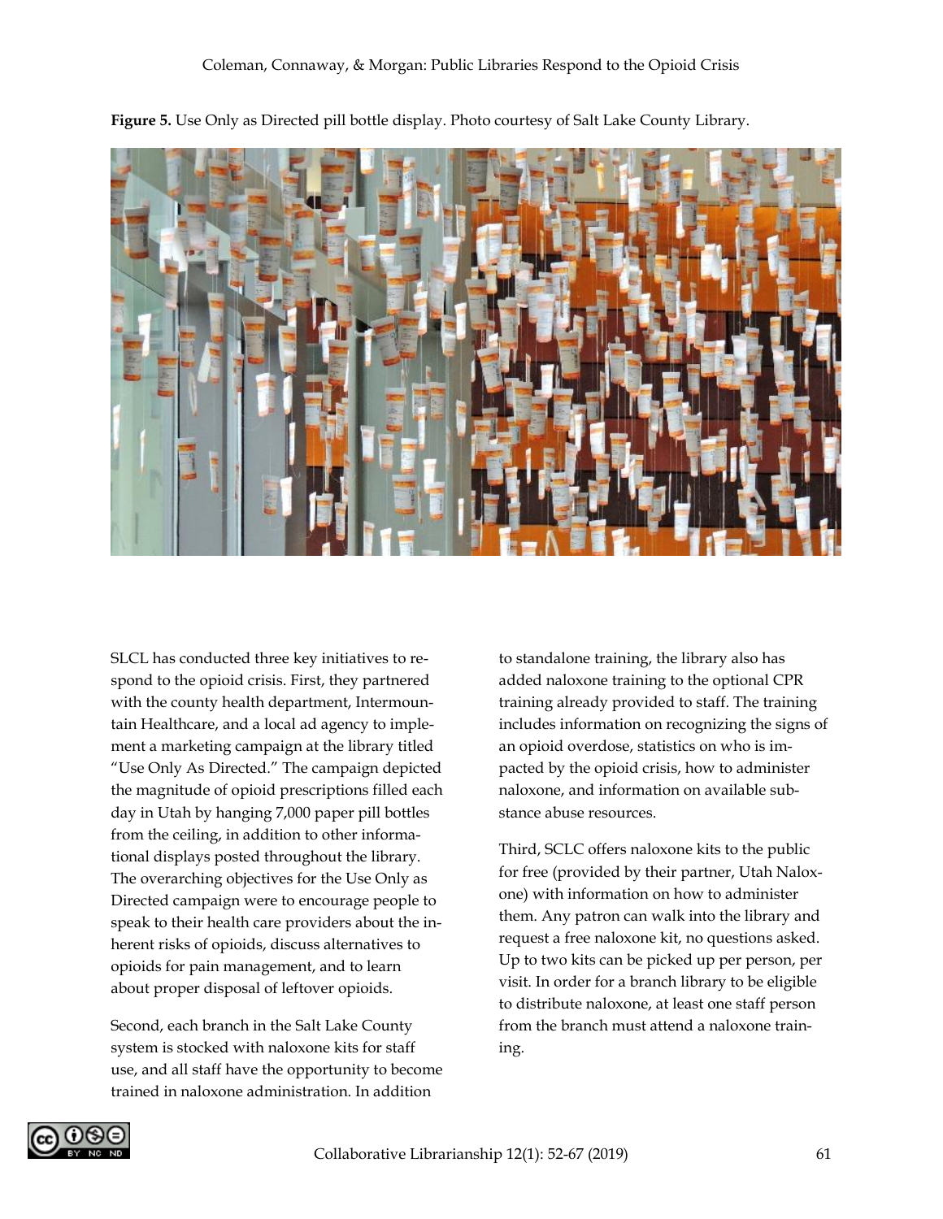**Figure 5.** Use Only as Directed pill bottle display. Photo courtesy of Salt Lake County Library.

SLCL has conducted three key initiatives to respond to the opioid crisis. First, they partnered with the county health department, Intermountain Healthcare, and a local ad agency to implement a marketing campaign at the library titled "Use Only As Directed." The campaign depicted the magnitude of opioid prescriptions filled each day in Utah by hanging 7,000 paper pill bottles from the ceiling, in addition to other informational displays posted throughout the library. The overarching objectives for the Use Only as Directed campaign were to encourage people to speak to their health care providers about the inherent risks of opioids, discuss alternatives to opioids for pain management, and to learn about proper disposal of leftover opioids.

Second, each branch in the Salt Lake County system is stocked with naloxone kits for staff use, and all staff have the opportunity to become trained in naloxone administration. In addition to standalone training, the library also has added naloxone training to the optional CPR training already provided to staff. The training includes information on recognizing the signs of an opioid overdose, statistics on who is impacted by the opioid crisis, how to administer naloxone, and information on available substance abuse resources.

Third, SCLC offers naloxone kits to the public for free (provided by their partner, Utah Naloxone) with information on how to administer them. Any patron can walk into the library and request a free naloxone kit, no questions asked. Up to two kits can be picked up per person, per visit. In order for a branch library to be eligible to distribute naloxone, at least one staff person from the branch must attend a naloxone training.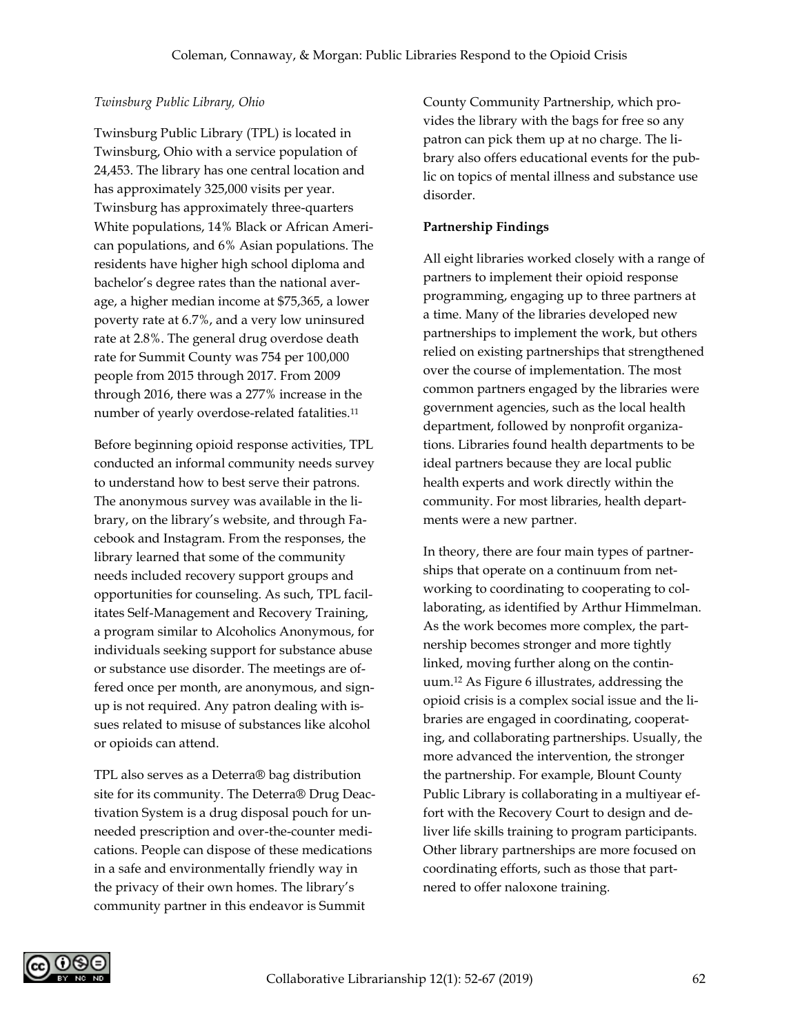*Twinsburg Public Library, Ohio*

Twinsburg Public Library (TPL) is located in Twinsburg, Ohio with a service population of 24,453. The library has one central location and has approximately 325,000 visits per year. Twinsburg has approximately three-quarters White populations, 14% Black or African American populations, and 6% Asian populations. The residents have higher high school diploma and bachelor's degree rates than the national average, a higher median income at $75,365, a lower poverty rate at 6.7%, and a very low uninsured rate at 2.8%. The general drug overdose death rate for Summit County was 754 per 100,000 people from 2015 through 2017. From 2009 through 2016, there was a 277% increase in the number of yearly overdose-related fatalities.[11]

Before beginning opioid response activities, TPL conducted an informal community needs survey to understand how to best serve their patrons. The anonymous survey was available in the library, on the library's website, and through Facebook and Instagram. From the responses, the library learned that some of the community needs included recovery support groups and opportunities for counseling. As such, TPL facilitates Self-Management and Recovery Training, a program similar to Alcoholics Anonymous, for individuals seeking support for substance abuse or substance use disorder. The meetings are offered once per month, are anonymous, and sign-up is not required. Any patron dealing with issues related to misuse of substances like alcohol or opioids can attend.

TPL also serves as a Deterra® bag distribution site for its community. The Deterra® Drug Deactivation System is a drug disposal pouch for unneeded prescription and over-the-counter medications. People can dispose of these medications in a safe and environmentally friendly way in the privacy of their own homes. The library's community partner in this endeavor is Summit County Community Partnership, which provides the library with the bags for free so any patron can pick them up at no charge. The library also offers educational events for the public on topics of mental illness and substance use disorder.

**Partnership Findings**

All eight libraries worked closely with a range of partners to implement their opioid response programming, engaging up to three partners at a time. Many of the libraries developed new partnerships to implement the work, but others relied on existing partnerships that strengthened over the course of implementation. The most common partners engaged by the libraries were government agencies, such as the local health department, followed by nonprofit organizations. Libraries found health departments to be ideal partners because they are local public health experts and work directly within the community. For most libraries, health departments were a new partner.

In theory, there are four main types of partnerships that operate on a continuum from networking to coordinating to cooperating to collaborating, as identified by Arthur Himmelman. As the work becomes more complex, the partnership becomes stronger and more tightly linked, moving further along on the continuum.[12] As Figure 6 illustrates, addressing the opioid crisis is a complex social issue and the libraries are engaged in coordinating, cooperating, and collaborating partnerships. Usually, the more advanced the intervention, the stronger the partnership. For example, Blount County Public Library is collaborating in a multiyear effort with the Recovery Court to design and deliver life skills training to program participants. Other library partnerships are more focused on coordinating efforts, such as those that partnered to offer naloxone training.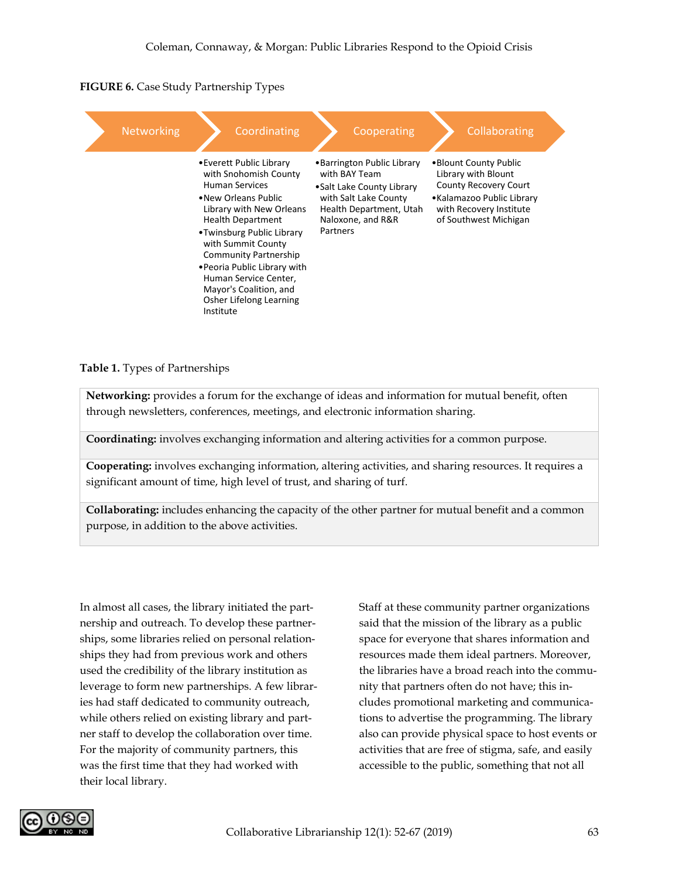**FIGURE 6.** Case Study Partnership Types

| Networking | Coordinating | Cooperating | Collaborating |
|---|---|---|---|
| | • Everett Public Library with Snohomish County Human Services<br>• New Orleans Public Library with New Orleans Health Department<br>• Twinsburg Public Library with Summit County Community Partnership<br>• Peoria Public Library with Human Service Center, Mayor's Coalition, and Osher Lifelong Learning Institute | • Barrington Public Library with BAY Team<br>• Salt Lake County Library with Salt Lake County Health Department, Utah Naloxone, and R&R Partners | • Blount County Public Library with Blount County Recovery Court<br>• Kalamazoo Public Library with Recovery Institute of Southwest Michigan |

**Table 1.** Types of Partnerships

| |
|---|
| **Networking:** provides a forum for the exchange of ideas and information for mutual benefit, often through newsletters, conferences, meetings, and electronic information sharing. |
| **Coordinating:** involves exchanging information and altering activities for a common purpose. |
| **Cooperating:** involves exchanging information, altering activities, and sharing resources. It requires a significant amount of time, high level of trust, and sharing of turf. |
| **Collaborating:** includes enhancing the capacity of the other partner for mutual benefit and a common purpose, in addition to the above activities. |

In almost all cases, the library initiated the partnership and outreach. To develop these partnerships, some libraries relied on personal relationships they had from previous work and others used the credibility of the library institution as leverage to form new partnerships. A few libraries had staff dedicated to community outreach, while others relied on existing library and partner staff to develop the collaboration over time. For the majority of community partners, this was the first time that they had worked with their local library.

Staff at these community partner organizations said that the mission of the library as a public space for everyone that shares information and resources made them ideal partners. Moreover, the libraries have a broad reach into the community that partners often do not have; this includes promotional marketing and communications to advertise the programming. The library also can provide physical space to host events or activities that are free of stigma, safe, and easily accessible to the public, something that not all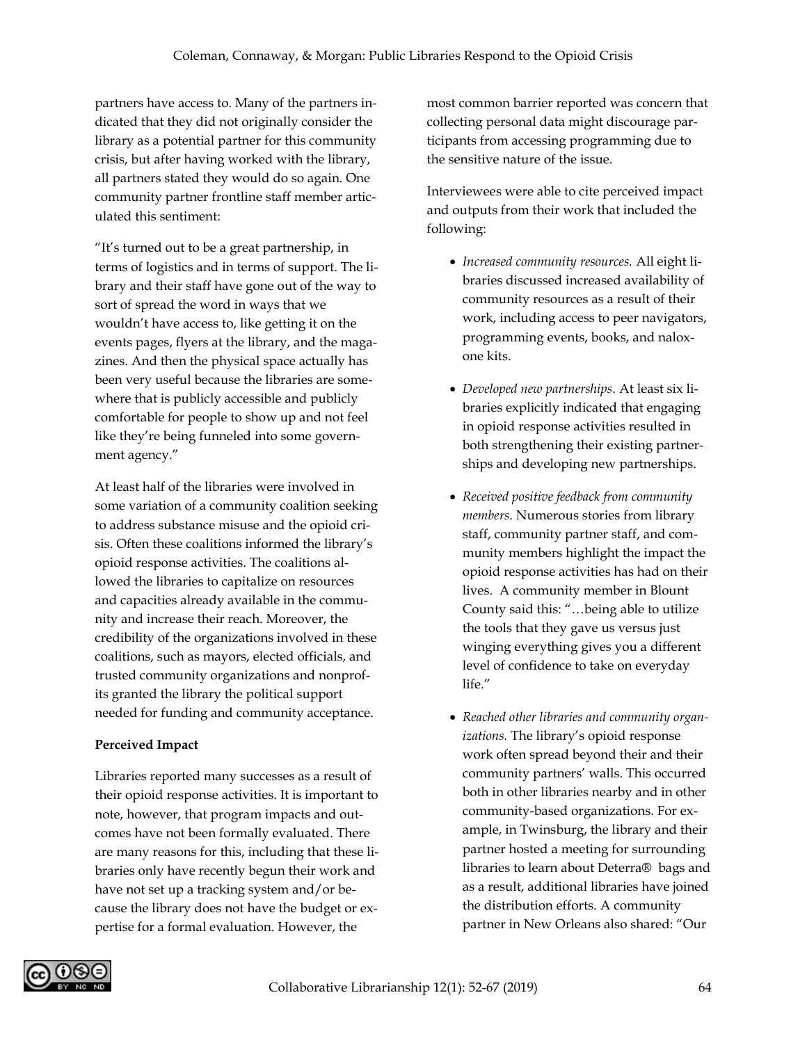partners have access to. Many of the partners indicated that they did not originally consider the library as a potential partner for this community crisis, but after having worked with the library, all partners stated they would do so again. One community partner frontline staff member articulated this sentiment:

"It's turned out to be a great partnership, in terms of logistics and in terms of support. The library and their staff have gone out of the way to sort of spread the word in ways that we wouldn't have access to, like getting it on the events pages, flyers at the library, and the magazines. And then the physical space actually has been very useful because the libraries are somewhere that is publicly accessible and publicly comfortable for people to show up and not feel like they're being funneled into some government agency."

At least half of the libraries were involved in some variation of a community coalition seeking to address substance misuse and the opioid crisis. Often these coalitions informed the library's opioid response activities. The coalitions allowed the libraries to capitalize on resources and capacities already available in the community and increase their reach. Moreover, the credibility of the organizations involved in these coalitions, such as mayors, elected officials, and trusted community organizations and nonprofits granted the library the political support needed for funding and community acceptance.

**Perceived Impact**

Libraries reported many successes as a result of their opioid response activities. It is important to note, however, that program impacts and outcomes have not been formally evaluated. There are many reasons for this, including that these libraries only have recently begun their work and have not set up a tracking system and/or because the library does not have the budget or expertise for a formal evaluation. However, the most common barrier reported was concern that collecting personal data might discourage participants from accessing programming due to the sensitive nature of the issue.

Interviewees were able to cite perceived impact and outputs from their work that included the following:

- *Increased community resources.* All eight libraries discussed increased availability of community resources as a result of their work, including access to peer navigators, programming events, books, and naloxone kits.
- *Developed new partnerships*. At least six libraries explicitly indicated that engaging in opioid response activities resulted in both strengthening their existing partnerships and developing new partnerships.
- *Received positive feedback from community members.* Numerous stories from library staff, community partner staff, and community members highlight the impact the opioid response activities has had on their lives. A community member in Blount County said this: "…being able to utilize the tools that they gave us versus just winging everything gives you a different level of confidence to take on everyday life."
- *Reached other libraries and community organizations.* The library's opioid response work often spread beyond their and their community partners' walls. This occurred both in other libraries nearby and in other community-based organizations. For example, in Twinsburg, the library and their partner hosted a meeting for surrounding libraries to learn about Deterra® bags and as a result, additional libraries have joined the distribution efforts. A community partner in New Orleans also shared: "Our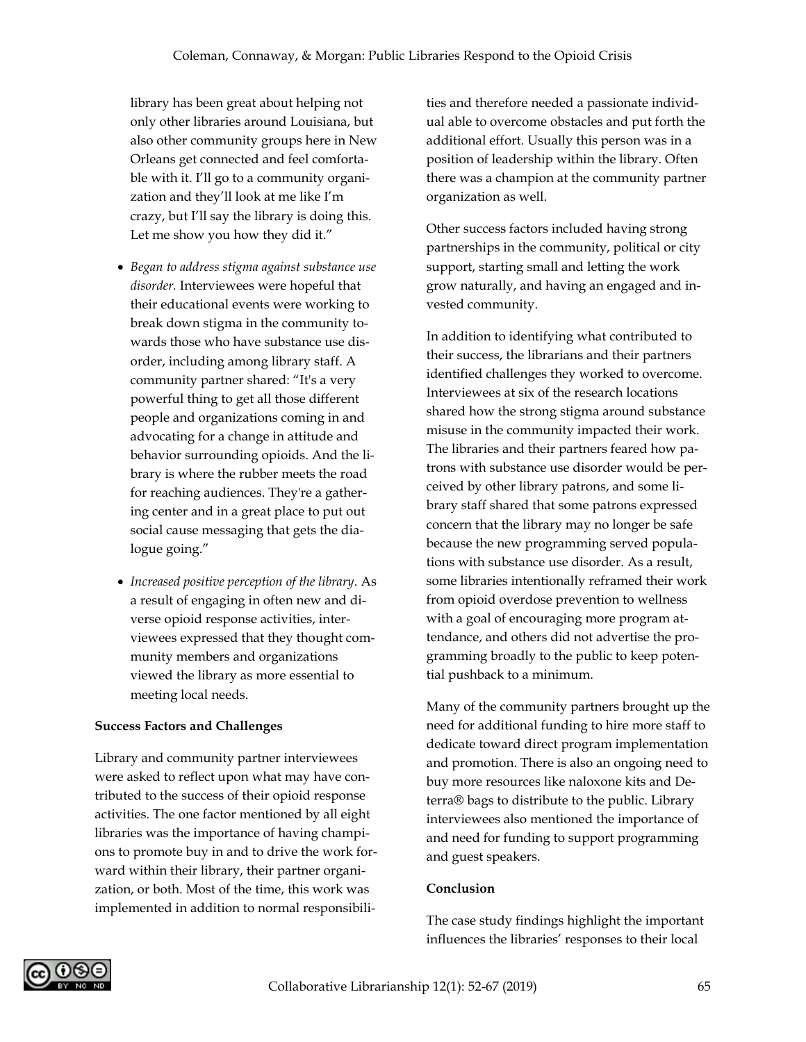library has been great about helping not only other libraries around Louisiana, but also other community groups here in New Orleans get connected and feel comfortable with it. I'll go to a community organization and they'll look at me like I'm crazy, but I'll say the library is doing this. Let me show you how they did it."

- *Began to address stigma against substance use disorder.* Interviewees were hopeful that their educational events were working to break down stigma in the community towards those who have substance use disorder, including among library staff. A community partner shared: "It's a very powerful thing to get all those different people and organizations coming in and advocating for a change in attitude and behavior surrounding opioids. And the library is where the rubber meets the road for reaching audiences. They're a gathering center and in a great place to put out social cause messaging that gets the dialogue going."

- *Increased positive perception of the library.* As a result of engaging in often new and diverse opioid response activities, interviewees expressed that they thought community members and organizations viewed the library as more essential to meeting local needs.

**Success Factors and Challenges**

Library and community partner interviewees were asked to reflect upon what may have contributed to the success of their opioid response activities. The one factor mentioned by all eight libraries was the importance of having champions to promote buy in and to drive the work forward within their library, their partner organization, or both. Most of the time, this work was implemented in addition to normal responsibilities and therefore needed a passionate individual able to overcome obstacles and put forth the additional effort. Usually this person was in a position of leadership within the library. Often there was a champion at the community partner organization as well.

Other success factors included having strong partnerships in the community, political or city support, starting small and letting the work grow naturally, and having an engaged and invested community.

In addition to identifying what contributed to their success, the librarians and their partners identified challenges they worked to overcome. Interviewees at six of the research locations shared how the strong stigma around substance misuse in the community impacted their work. The libraries and their partners feared how patrons with substance use disorder would be perceived by other library patrons, and some library staff shared that some patrons expressed concern that the library may no longer be safe because the new programming served populations with substance use disorder. As a result, some libraries intentionally reframed their work from opioid overdose prevention to wellness with a goal of encouraging more program attendance, and others did not advertise the programming broadly to the public to keep potential pushback to a minimum.

Many of the community partners brought up the need for additional funding to hire more staff to dedicate toward direct program implementation and promotion. There is also an ongoing need to buy more resources like naloxone kits and Deterra® bags to distribute to the public. Library interviewees also mentioned the importance of and need for funding to support programming and guest speakers.

**Conclusion**

The case study findings highlight the important influences the libraries' responses to their local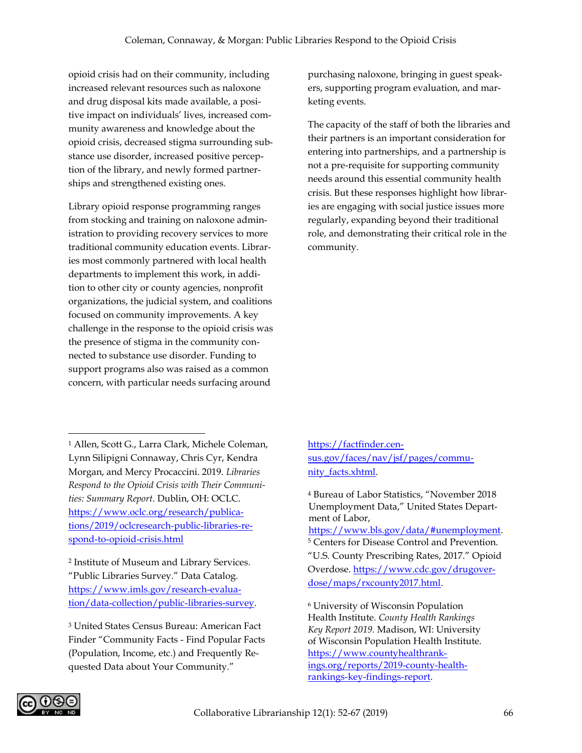opioid crisis had on their community, including increased relevant resources such as naloxone and drug disposal kits made available, a positive impact on individuals' lives, increased community awareness and knowledge about the opioid crisis, decreased stigma surrounding substance use disorder, increased positive perception of the library, and newly formed partnerships and strengthened existing ones.

Library opioid response programming ranges from stocking and training on naloxone administration to providing recovery services to more traditional community education events. Libraries most commonly partnered with local health departments to implement this work, in addition to other city or county agencies, nonprofit organizations, the judicial system, and coalitions focused on community improvements. A key challenge in the response to the opioid crisis was the presence of stigma in the community connected to substance use disorder. Funding to support programs also was raised as a common concern, with particular needs surfacing around purchasing naloxone, bringing in guest speakers, supporting program evaluation, and marketing events.

The capacity of the staff of both the libraries and their partners is an important consideration for entering into partnerships, and a partnership is not a pre-requisite for supporting community needs around this essential community health crisis. But these responses highlight how libraries are engaging with social justice issues more regularly, expanding beyond their traditional role, and demonstrating their critical role in the community.

---

[1] Allen, Scott G., Larra Clark, Michele Coleman, Lynn Silipigni Connaway, Chris Cyr, Kendra Morgan, and Mercy Procaccini. 2019. *Libraries Respond to the Opioid Crisis with Their Communities: Summary Report*. Dublin, OH: OCLC. https://www.oclc.org/research/publications/2019/oclcresearch-public-libraries-respond-to-opioid-crisis.html

[2] Institute of Museum and Library Services. "Public Libraries Survey." Data Catalog. https://www.imls.gov/research-evaluation/data-collection/public-libraries-survey.

[3] United States Census Bureau: American Fact Finder "Community Facts - Find Popular Facts (Population, Income, etc.) and Frequently Requested Data about Your Community." https://factfinder.census.gov/faces/nav/jsf/pages/community_facts.xhtml.

[4] Bureau of Labor Statistics, "November 2018 Unemployment Data," United States Department of Labor, https://www.bls.gov/data/#unemployment.

[5] Centers for Disease Control and Prevention. "U.S. County Prescribing Rates, 2017." Opioid Overdose. https://www.cdc.gov/drugoverdose/maps/rxcounty2017.html.

[6] University of Wisconsin Population Health Institute. *County Health Rankings Key Report 2019.* Madison, WI: University of Wisconsin Population Health Institute. https://www.countyhealthrankings.org/reports/2019-county-health-rankings-key-findings-report.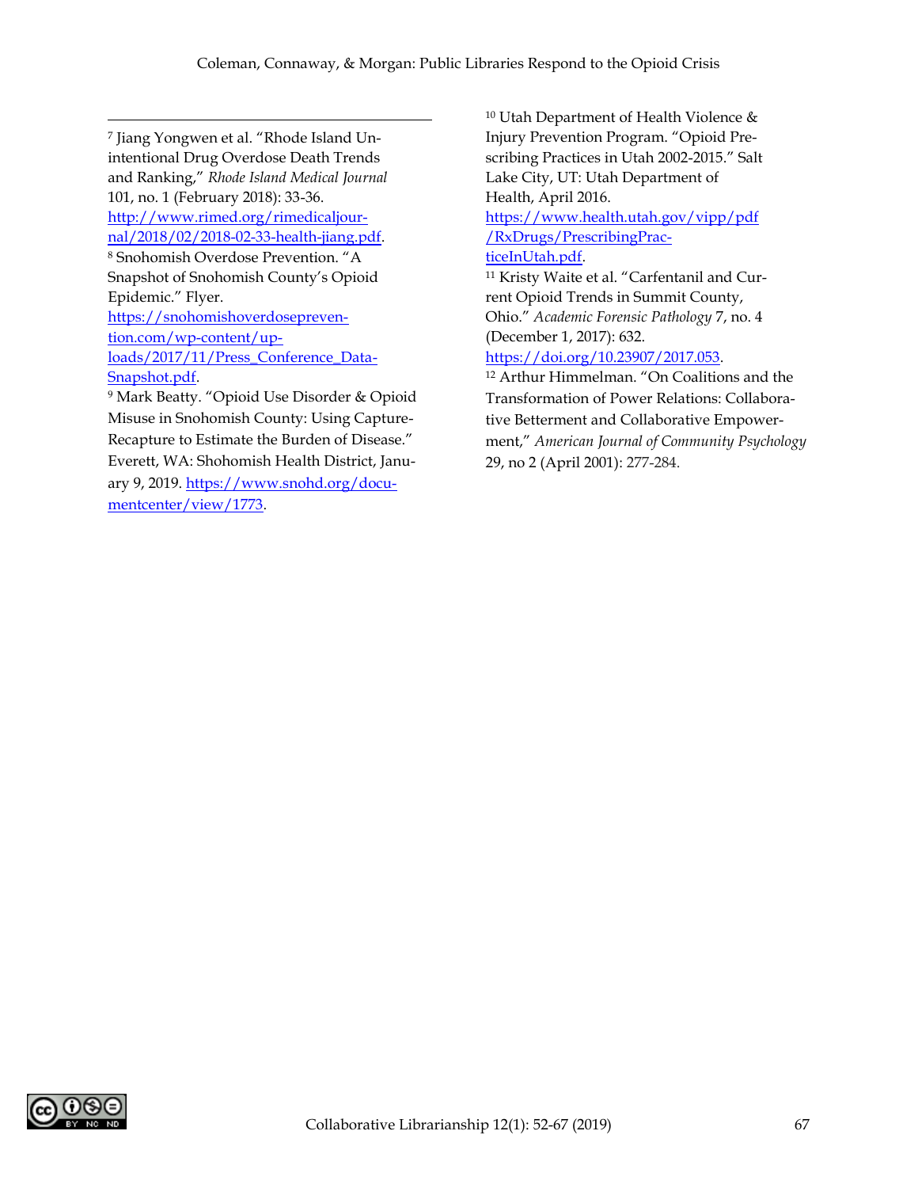[7] Jiang Yongwen et al. “Rhode Island Unintentional Drug Overdose Death Trends and Ranking,” *Rhode Island Medical Journal* 101, no. 1 (February 2018): 33-36. http://www.rimed.org/rimedicaljournal/2018/02/2018-02-33-health-jiang.pdf.

[8] Snohomish Overdose Prevention. “A Snapshot of Snohomish County’s Opioid Epidemic.” Flyer. https://snohomishoverdoseprevention.com/wp-content/uploads/2017/11/Press_Conference_Data-Snapshot.pdf.

[9] Mark Beatty. “Opioid Use Disorder & Opioid Misuse in Snohomish County: Using Capture-Recapture to Estimate the Burden of Disease.” Everett, WA: Shohomish Health District, January 9, 2019. https://www.snohd.org/documentcenter/view/1773.

[10] Utah Department of Health Violence & Injury Prevention Program. “Opioid Prescribing Practices in Utah 2002-2015.” Salt Lake City, UT: Utah Department of Health, April 2016. https://www.health.utah.gov/vipp/pdf/RxDrugs/PrescribingPracticeInUtah.pdf.

[11] Kristy Waite et al. “Carfentanil and Current Opioid Trends in Summit County, Ohio.” *Academic Forensic Pathology* 7, no. 4 (December 1, 2017): 632. https://doi.org/10.23907/2017.053.

[12] Arthur Himmelman. “On Coalitions and the Transformation of Power Relations: Collaborative Betterment and Collaborative Empowerment,” *American Journal of Community Psychology* 29, no 2 (April 2001): 277-284.